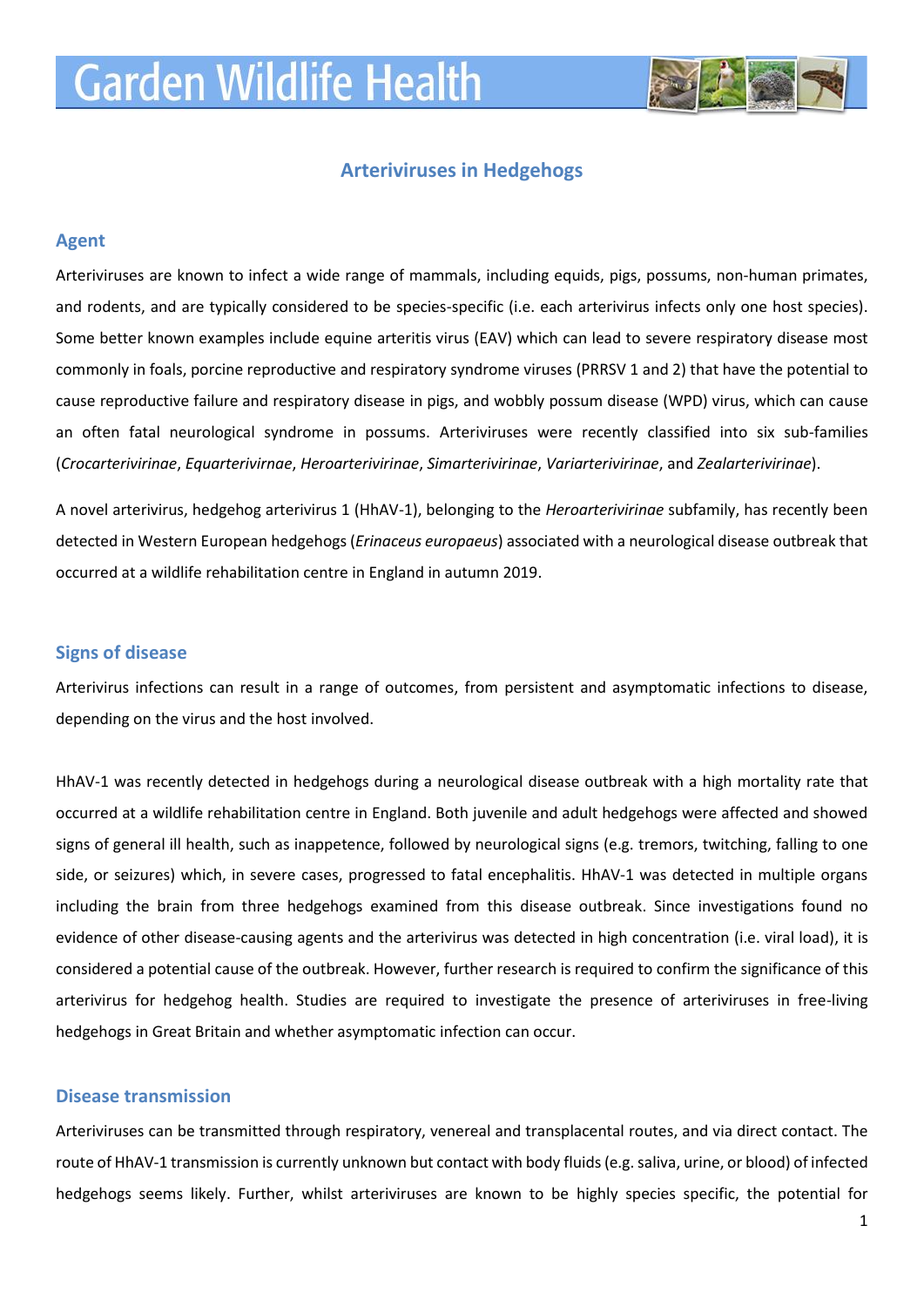# Garden Wildlife Health

## Arteriviruses in Hedgehogs

### Agent

Arteriviruses are known to infect a wide range of mammals, including equids, pigs, possums, non-human primates, and rodents, and are typically considered to be species-specific (i.e. each arterivirus infects only one host species). Some better known examples include equine arteritis virus (EAV) which can lead to severe respiratory disease most commonly in foals, porcine reproductive and respiratory syndrome viruses (PRRSV 1 and 2) that have the potential to cause reproductive failure and respiratory disease in pigs, and wobbly possum disease (WPD) virus, which can cause an often fatal neurological syndrome in possums. Arteriviruses were recently classified into six sub-families (*Crocarterivirinae*, *Equarterivirnae*, *Heroarterivirinae*, *Simarterivirinae*, *Variarterivirinae*, and *Zealarterivirinae*).

A novel arterivirus, hedgehog arterivirus 1 (HhAV-1), belonging to the *Heroarterivirinae* subfamily, has recently been detected in Western European hedgehogs (*Erinaceus europaeus*) associated with a neurological disease outbreak that occurred at a wildlife rehabilitation centre in England in autumn 2019.

### Signs of disease

Arterivirus infections can result in a range of outcomes, from persistent and asymptomatic infections to disease, depending on the virus and the host involved.

HhAV-1 was recently detected in hedgehogs during a neurological disease outbreak with a high mortality rate that occurred at a wildlife rehabilitation centre in England. Both juvenile and adult hedgehogs were affected and showed signs of general ill health, such as inappetence, followed by neurological signs (e.g. tremors, twitching, falling to one side, or seizures) which, in severe cases, progressed to fatal encephalitis. HhAV-1 was detected in multiple organs including the brain from three hedgehogs examined from this disease outbreak. Since investigations found no evidence of other disease-causing agents and the arterivirus was detected in high concentration (i.e. viral load), it is considered a potential cause of the outbreak. However, further research is required to confirm the significance of this arterivirus for hedgehog health. Studies are required to investigate the presence of arteriviruses in free-living hedgehogs in Great Britain and whether asymptomatic infection can occur.

### Disease transmission

Arteriviruses can be transmitted through respiratory, venereal and transplacental routes, and via direct contact. The route of HhAV-1 transmission is currently unknown but contact with body fluids (e.g. saliva, urine, or blood) of infected hedgehogs seems likely. Further, whilst arteriviruses are known to be highly species specific, the potential for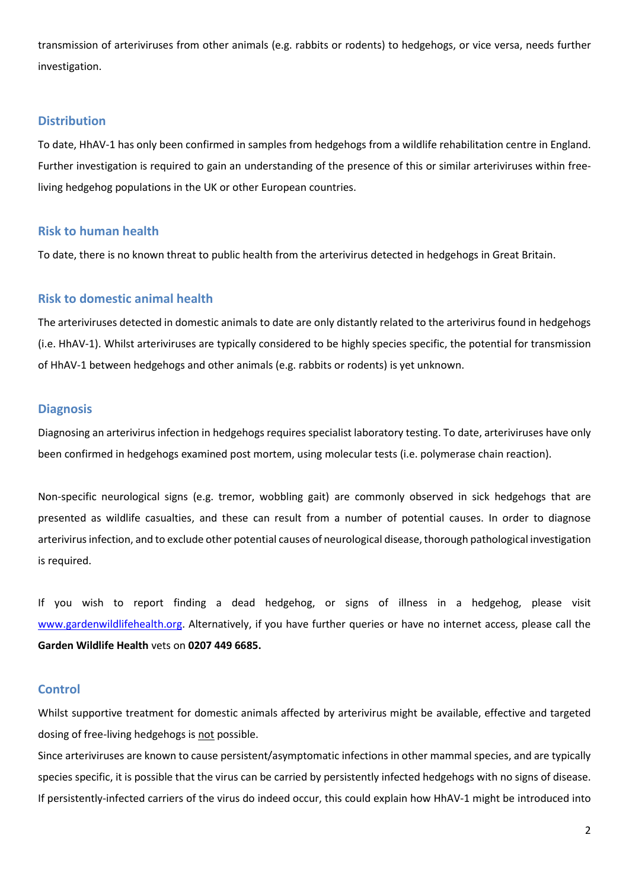transmission of arteriviruses from other animals (e.g. rabbits or rodents) to hedgehogs, or vice versa, needs further investigation.

## Distribution

To date, HhAV-1 has only been confirmed in samples from hedgehogs from a wildlife rehabilitation centre in England. Further investigation is required to gain an understanding of the presence of this or similar arteriviruses within free-living hedgehog populations in the UK or other European countries.

## Risk to human health

To date, there is no known threat to public health from the arterivirus detected in hedgehogs in Great Britain.

## Risk to domestic animal health

The arteriviruses detected in domestic animals to date are only distantly related to the arterivirus found in hedgehogs (i.e. HhAV-1). Whilst arteriviruses are typically considered to be highly species specific, the potential for transmission of HhAV-1 between hedgehogs and other animals (e.g. rabbits or rodents) is yet unknown.

## Diagnosis

Diagnosing an arterivirus infection in hedgehogs requires specialist laboratory testing. To date, arteriviruses have only been confirmed in hedgehogs examined post mortem, using molecular tests (i.e. polymerase chain reaction).

Non-specific neurological signs (e.g. tremor, wobbling gait) are commonly observed in sick hedgehogs that are presented as wildlife casualties, and these can result from a number of potential causes. In order to diagnose arterivirus infection, and to exclude other potential causes of neurological disease, thorough pathological investigation is required.

If you wish to report finding a dead hedgehog, or signs of illness in a hedgehog, please visit [www.gardenwildlifehealth.org](http://www.gardenwildlifehealth.org). Alternatively, if you have further queries or have no internet access, please call the **Garden Wildlife Health** vets on **0207 449 6685.**

## Control

Whilst supportive treatment for domestic animals affected by arterivirus might be available, effective and targeted dosing of free-living hedgehogs is not possible.

Since arteriviruses are known to cause persistent/asymptomatic infections in other mammal species, and are typically species specific, it is possible that the virus can be carried by persistently infected hedgehogs with no signs of disease. If persistently-infected carriers of the virus do indeed occur, this could explain how HhAV-1 might be introduced into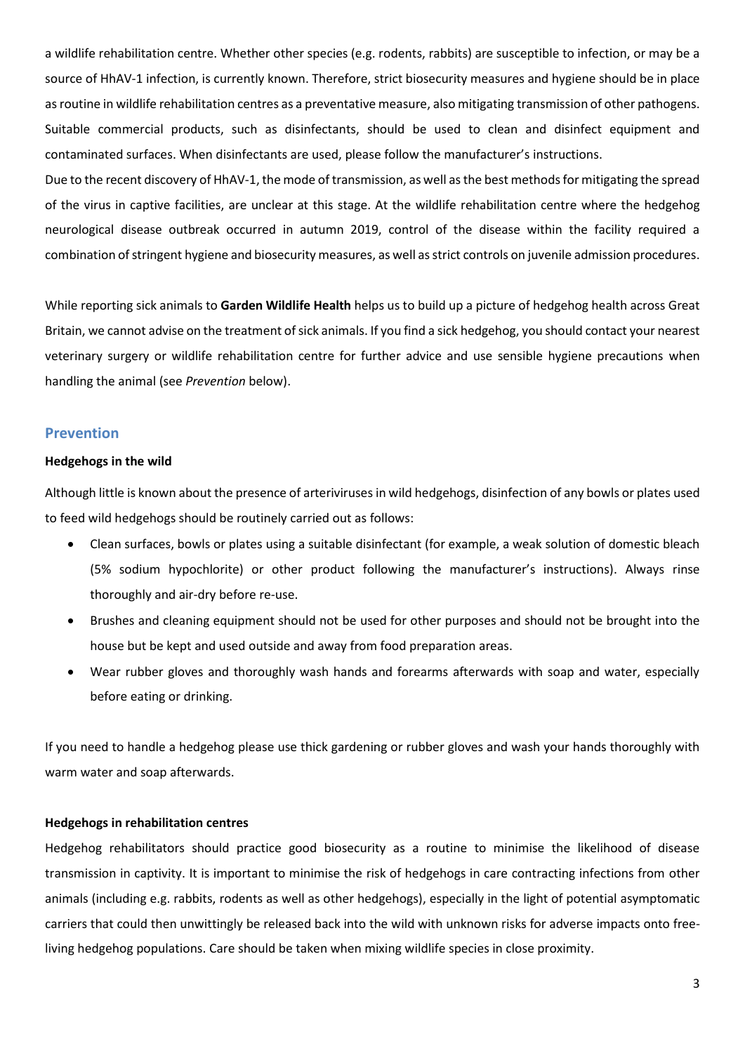a wildlife rehabilitation centre. Whether other species (e.g. rodents, rabbits) are susceptible to infection, or may be a source of HhAV-1 infection, is currently known. Therefore, strict biosecurity measures and hygiene should be in place as routine in wildlife rehabilitation centres as a preventative measure, also mitigating transmission of other pathogens. Suitable commercial products, such as disinfectants, should be used to clean and disinfect equipment and contaminated surfaces. When disinfectants are used, please follow the manufacturer's instructions.

Due to the recent discovery of HhAV-1, the mode of transmission, as well as the best methods for mitigating the spread of the virus in captive facilities, are unclear at this stage. At the wildlife rehabilitation centre where the hedgehog neurological disease outbreak occurred in autumn 2019, control of the disease within the facility required a combination of stringent hygiene and biosecurity measures, as well as strict controls on juvenile admission procedures.

While reporting sick animals to **Garden Wildlife Health** helps us to build up a picture of hedgehog health across Great Britain, we cannot advise on the treatment of sick animals. If you find a sick hedgehog, you should contact your nearest veterinary surgery or wildlife rehabilitation centre for further advice and use sensible hygiene precautions when handling the animal (see *Prevention* below).

## Prevention

**Hedgehogs in the wild**

Although little is known about the presence of arteriviruses in wild hedgehogs, disinfection of any bowls or plates used to feed wild hedgehogs should be routinely carried out as follows:

- Clean surfaces, bowls or plates using a suitable disinfectant (for example, a weak solution of domestic bleach (5% sodium hypochlorite) or other product following the manufacturer's instructions). Always rinse thoroughly and air-dry before re-use.
- Brushes and cleaning equipment should not be used for other purposes and should not be brought into the house but be kept and used outside and away from food preparation areas.
- Wear rubber gloves and thoroughly wash hands and forearms afterwards with soap and water, especially before eating or drinking.

If you need to handle a hedgehog please use thick gardening or rubber gloves and wash your hands thoroughly with warm water and soap afterwards.

**Hedgehogs in rehabilitation centres**

Hedgehog rehabilitators should practice good biosecurity as a routine to minimise the likelihood of disease transmission in captivity. It is important to minimise the risk of hedgehogs in care contracting infections from other animals (including e.g. rabbits, rodents as well as other hedgehogs), especially in the light of potential asymptomatic carriers that could then unwittingly be released back into the wild with unknown risks for adverse impacts onto free-living hedgehog populations. Care should be taken when mixing wildlife species in close proximity.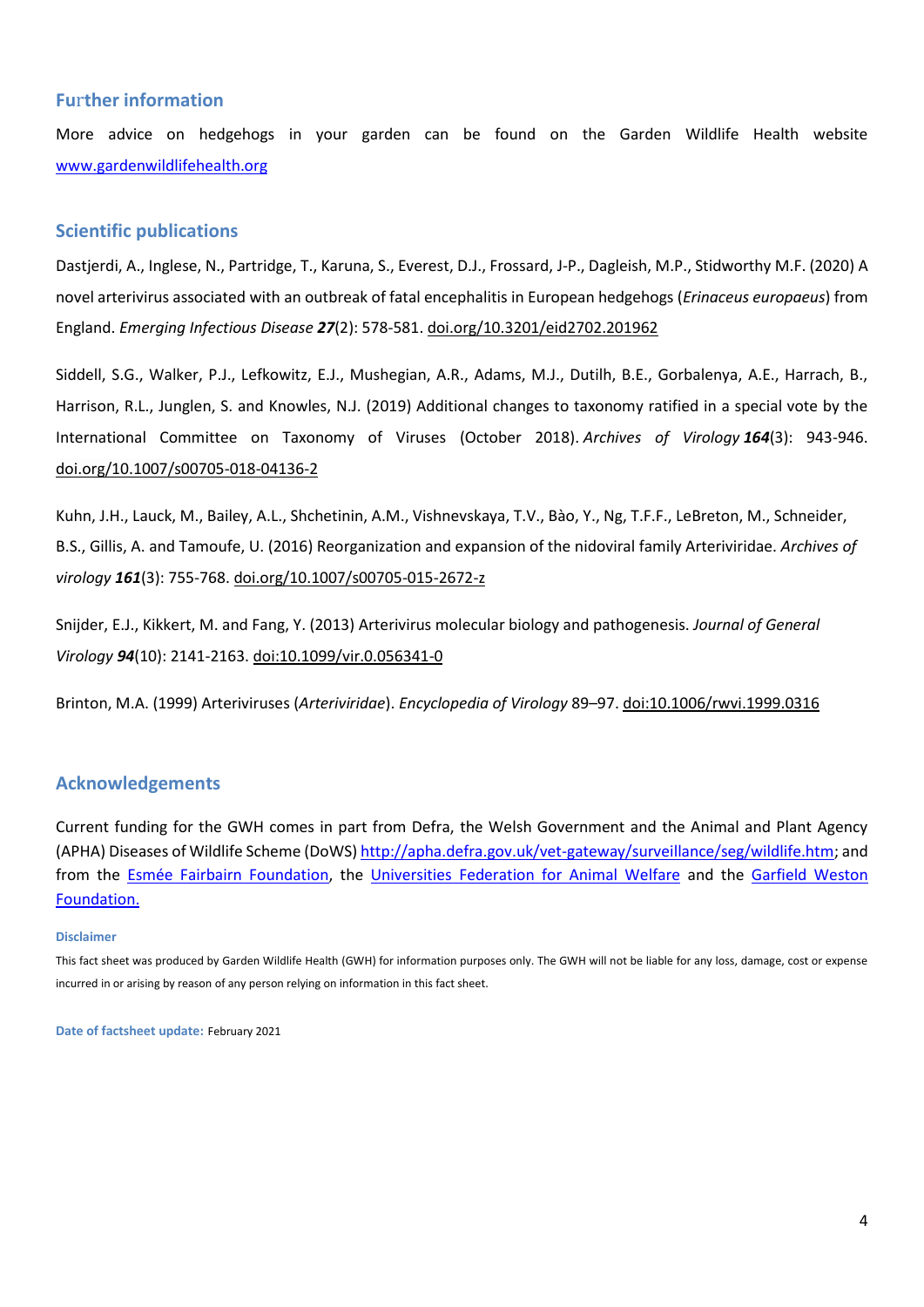## Further information

More advice on hedgehogs in your garden can be found on the Garden Wildlife Health website [www.gardenwildlifehealth.org](http://www.gardenwildlifehealth.org)

## Scientific publications

Dastjerdi, A., Inglese, N., Partridge, T., Karuna, S., Everest, D.J., Frossard, J-P., Dagleish, M.P., Stidworthy M.F. (2020) A novel arterivirus associated with an outbreak of fatal encephalitis in European hedgehogs (*Erinaceus europaeus*) from England. *Emerging Infectious Disease* ***27***(2): 578-581. doi.org/10.3201/eid2702.201962

Siddell, S.G., Walker, P.J., Lefkowitz, E.J., Mushegian, A.R., Adams, M.J., Dutilh, B.E., Gorbalenya, A.E., Harrach, B., Harrison, R.L., Junglen, S. and Knowles, N.J. (2019) Additional changes to taxonomy ratified in a special vote by the International Committee on Taxonomy of Viruses (October 2018). *Archives of Virology* ***164***(3): 943-946. doi.org/10.1007/s00705-018-04136-2

Kuhn, J.H., Lauck, M., Bailey, A.L., Shchetinin, A.M., Vishnevskaya, T.V., Bào, Y., Ng, T.F.F., LeBreton, M., Schneider, B.S., Gillis, A. and Tamoufe, U. (2016) Reorganization and expansion of the nidoviral family Arteriviridae. *Archives of virology* ***161***(3): 755-768. doi.org/10.1007/s00705-015-2672-z

Snijder, E.J., Kikkert, M. and Fang, Y. (2013) Arterivirus molecular biology and pathogenesis. *Journal of General Virology* ***94***(10): 2141-2163. doi:10.1099/vir.0.056341-0

Brinton, M.A. (1999) Arteriviruses (*Arteriviridae*). *Encyclopedia of Virology* 89–97. doi:10.1006/rwvi.1999.0316

## Acknowledgements

Current funding for the GWH comes in part from Defra, the Welsh Government and the Animal and Plant Agency (APHA) Diseases of Wildlife Scheme (DoWS) http://apha.defra.gov.uk/vet-gateway/surveillance/seg/wildlife.htm; and from the Esmée Fairbairn Foundation, the Universities Federation for Animal Welfare and the Garfield Weston Foundation.

#### Disclaimer

This fact sheet was produced by Garden Wildlife Health (GWH) for information purposes only. The GWH will not be liable for any loss, damage, cost or expense incurred in or arising by reason of any person relying on information in this fact sheet.

**Date of factsheet update:** February 2021